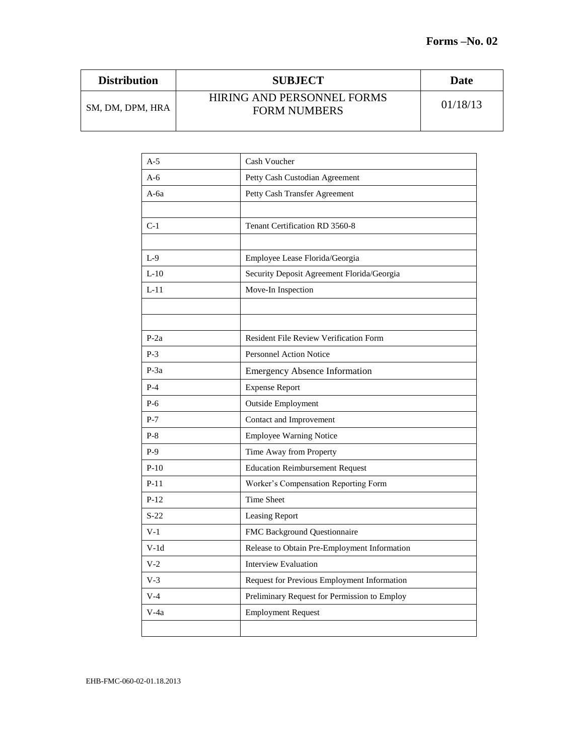**Forms –No. 02**

| Distribution | SUBJECT | Date |
| --- | --- | --- |
| SM, DM, DPM, HRA | HIRING AND PERSONNEL FORMS FORM NUMBERS | 01/18/13 |

| | |
| --- | --- |
| A-5 | Cash Voucher |
| A-6 | Petty Cash Custodian Agreement |
| A-6a | Petty Cash Transfer Agreement |
| | |
| C-1 | Tenant Certification RD 3560-8 |
| | |
| L-9 | Employee Lease Florida/Georgia |
| L-10 | Security Deposit Agreement Florida/Georgia |
| L-11 | Move-In Inspection |
| | |
| | |
| P-2a | Resident File Review Verification Form |
| P-3 | Personnel Action Notice |
| P-3a | Emergency Absence Information |
| P-4 | Expense Report |
| P-6 | Outside Employment |
| P-7 | Contact and Improvement |
| P-8 | Employee Warning Notice |
| P-9 | Time Away from Property |
| P-10 | Education Reimbursement Request |
| P-11 | Worker's Compensation Reporting Form |
| P-12 | Time Sheet |
| S-22 | Leasing Report |
| V-1 | FMC Background Questionnaire |
| V-1d | Release to Obtain Pre-Employment Information |
| V-2 | Interview Evaluation |
| V-3 | Request for Previous Employment Information |
| V-4 | Preliminary Request for Permission to Employ |
| V-4a | Employment Request |
| | |

EHB-FMC-060-02-01.18.2013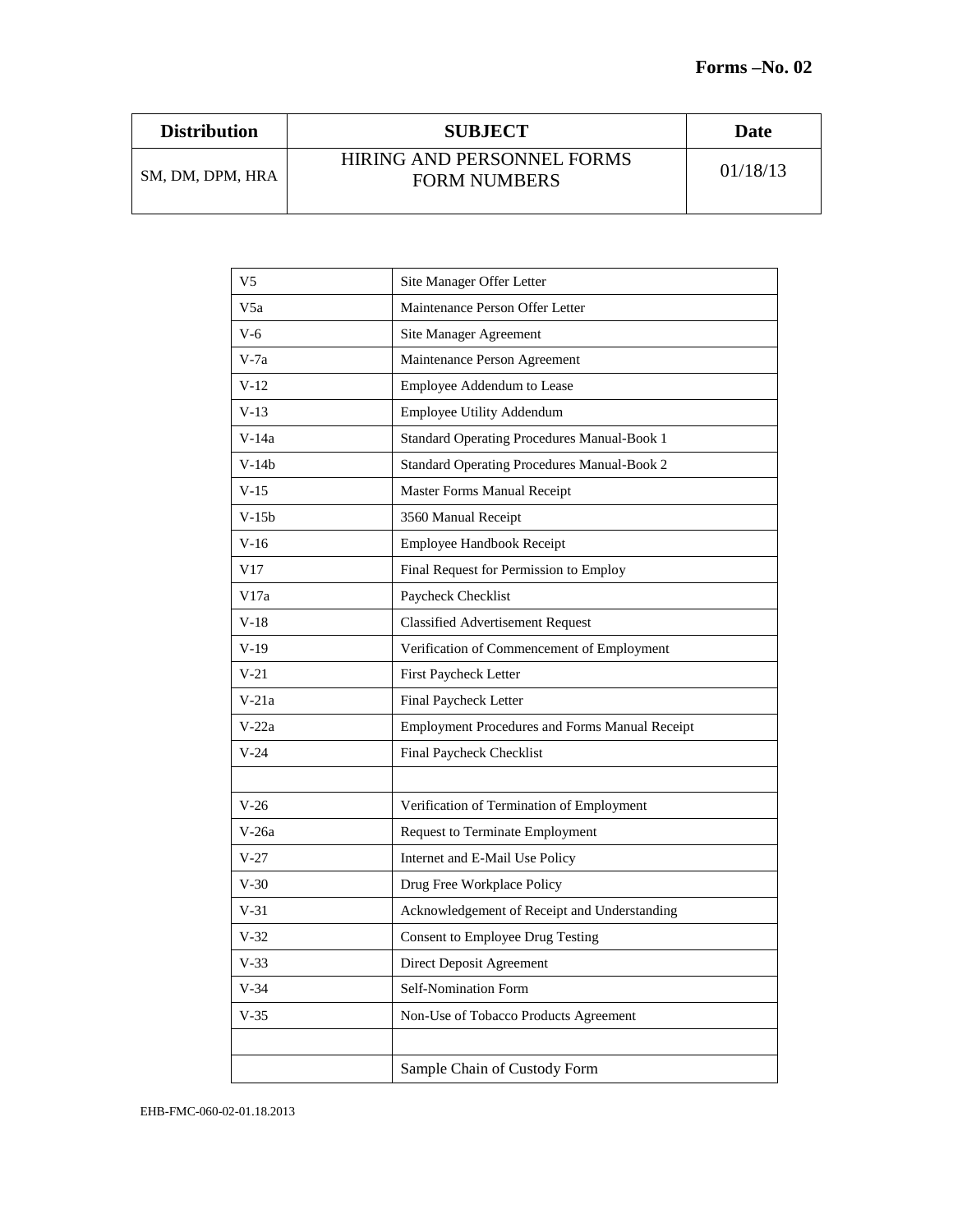**Forms –No. 02**

| Distribution | SUBJECT | Date |
|---|---|---|
| SM, DM, DPM, HRA | HIRING AND PERSONNEL FORMS FORM NUMBERS | 01/18/13 |

| | |
|---|---|
| V5 | Site Manager Offer Letter |
| V5a | Maintenance Person Offer Letter |
| V-6 | Site Manager Agreement |
| V-7a | Maintenance Person Agreement |
| V-12 | Employee Addendum to Lease |
| V-13 | Employee Utility Addendum |
| V-14a | Standard Operating Procedures Manual-Book 1 |
| V-14b | Standard Operating Procedures Manual-Book 2 |
| V-15 | Master Forms Manual Receipt |
| V-15b | 3560 Manual Receipt |
| V-16 | Employee Handbook Receipt |
| V17 | Final Request for Permission to Employ |
| V17a | Paycheck Checklist |
| V-18 | Classified Advertisement Request |
| V-19 | Verification of Commencement of Employment |
| V-21 | First Paycheck Letter |
| V-21a | Final Paycheck Letter |
| V-22a | Employment Procedures and Forms Manual Receipt |
| V-24 | Final Paycheck Checklist |
| | |
| V-26 | Verification of Termination of Employment |
| V-26a | Request to Terminate Employment |
| V-27 | Internet and E-Mail Use Policy |
| V-30 | Drug Free Workplace Policy |
| V-31 | Acknowledgement of Receipt and Understanding |
| V-32 | Consent to Employee Drug Testing |
| V-33 | Direct Deposit Agreement |
| V-34 | Self-Nomination Form |
| V-35 | Non-Use of Tobacco Products Agreement |
| | |
| | Sample Chain of Custody Form |

EHB-FMC-060-02-01.18.2013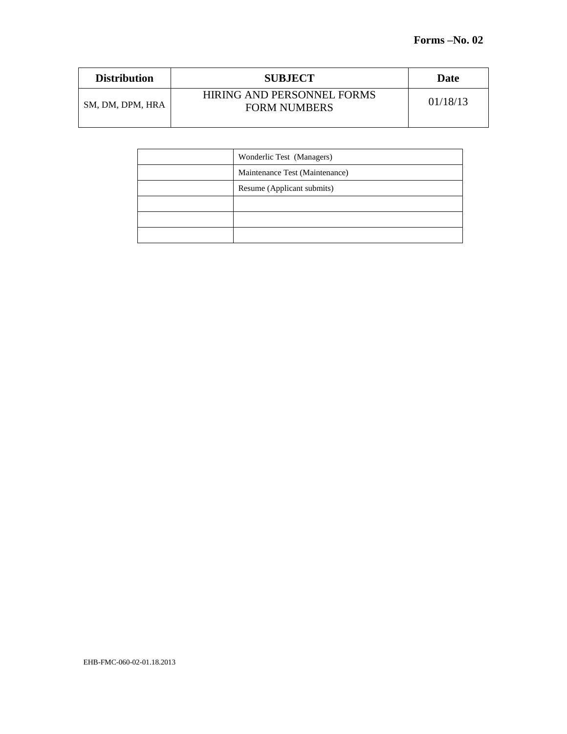**Forms –No. 02**

| Distribution | SUBJECT | Date |
|---|---|---|
| SM, DM, DPM, HRA | HIRING AND PERSONNEL FORMS<br>FORM NUMBERS | 01/18/13 |

| | |
|---|---|
| | Wonderlic Test (Managers) |
| | Maintenance Test (Maintenance) |
| | Resume (Applicant submits) |
| | |
| | |
| | |

EHB-FMC-060-02-01.18.2013